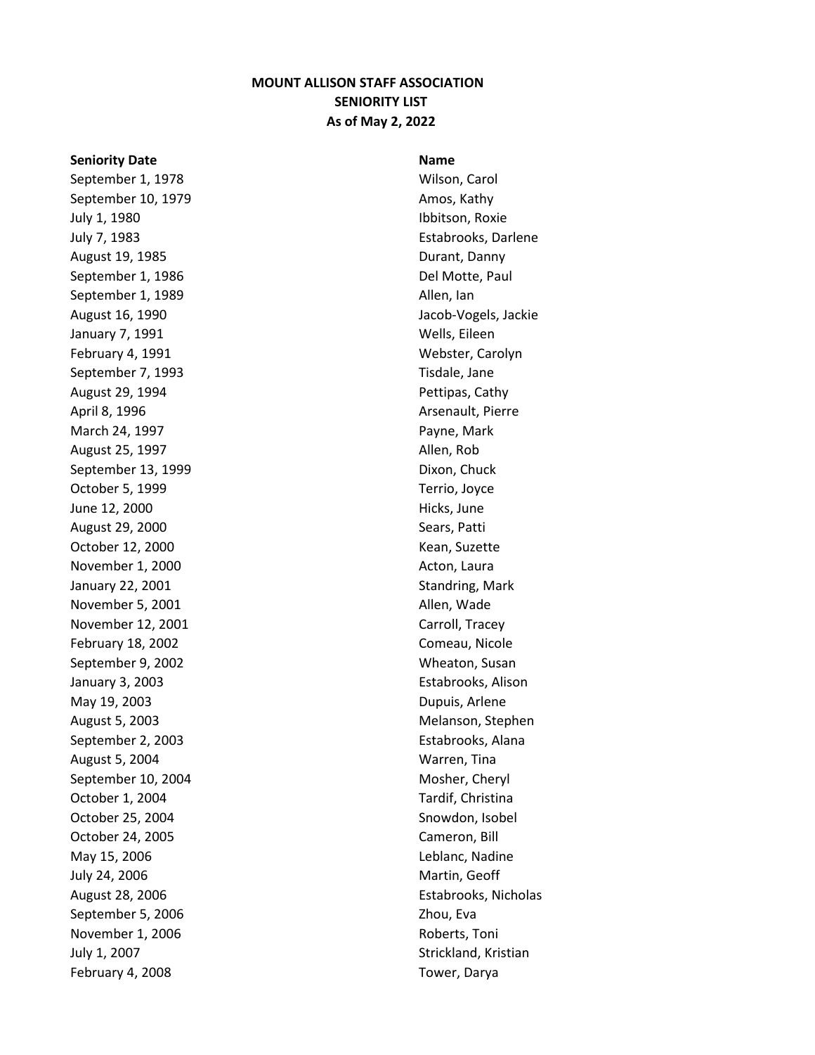**MOUNT ALLISON STAFF ASSOCIATION**
**SENIORITY LIST**
**As of May 2, 2022**

| Seniority Date | Name |
|---|---|
| September 1, 1978 | Wilson, Carol |
| September 10, 1979 | Amos, Kathy |
| July 1, 1980 | Ibbitson, Roxie |
| July 7, 1983 | Estabrooks, Darlene |
| August 19, 1985 | Durant, Danny |
| September 1, 1986 | Del Motte, Paul |
| September 1, 1989 | Allen, Ian |
| August 16, 1990 | Jacob-Vogels, Jackie |
| January 7, 1991 | Wells, Eileen |
| February 4, 1991 | Webster, Carolyn |
| September 7, 1993 | Tisdale, Jane |
| August 29, 1994 | Pettipas, Cathy |
| April 8, 1996 | Arsenault, Pierre |
| March 24, 1997 | Payne, Mark |
| August 25, 1997 | Allen, Rob |
| September 13, 1999 | Dixon, Chuck |
| October 5, 1999 | Terrio, Joyce |
| June 12, 2000 | Hicks, June |
| August 29, 2000 | Sears, Patti |
| October 12, 2000 | Kean, Suzette |
| November 1, 2000 | Acton, Laura |
| January 22, 2001 | Standring, Mark |
| November 5, 2001 | Allen, Wade |
| November 12, 2001 | Carroll, Tracey |
| February 18, 2002 | Comeau, Nicole |
| September 9, 2002 | Wheaton, Susan |
| January 3, 2003 | Estabrooks, Alison |
| May 19, 2003 | Dupuis, Arlene |
| August 5, 2003 | Melanson, Stephen |
| September 2, 2003 | Estabrooks, Alana |
| August 5, 2004 | Warren, Tina |
| September 10, 2004 | Mosher, Cheryl |
| October 1, 2004 | Tardif, Christina |
| October 25, 2004 | Snowdon, Isobel |
| October 24, 2005 | Cameron, Bill |
| May 15, 2006 | Leblanc, Nadine |
| July 24, 2006 | Martin, Geoff |
| August 28, 2006 | Estabrooks, Nicholas |
| September 5, 2006 | Zhou, Eva |
| November 1, 2006 | Roberts, Toni |
| July 1, 2007 | Strickland, Kristian |
| February 4, 2008 | Tower, Darya |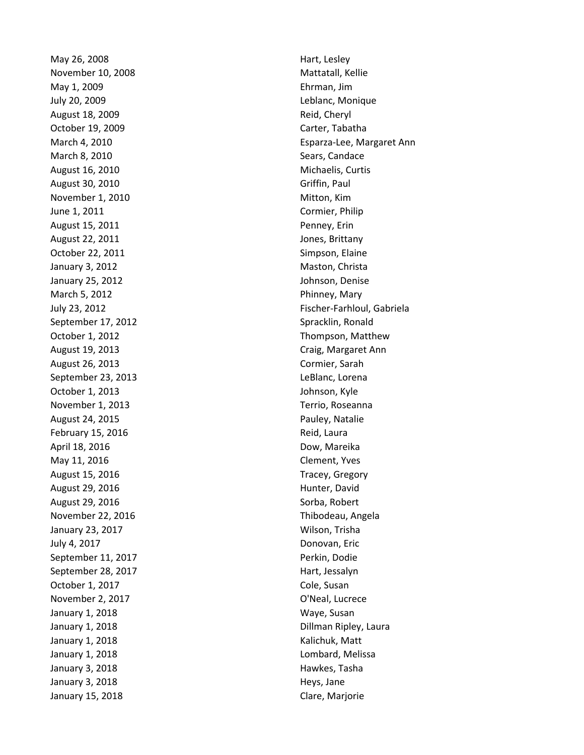| | |
|---|---|
| May 26, 2008 | Hart, Lesley |
| November 10, 2008 | Mattatall, Kellie |
| May 1, 2009 | Ehrman, Jim |
| July 20, 2009 | Leblanc, Monique |
| August 18, 2009 | Reid, Cheryl |
| October 19, 2009 | Carter, Tabatha |
| March 4, 2010 | Esparza-Lee, Margaret Ann |
| March 8, 2010 | Sears, Candace |
| August 16, 2010 | Michaelis, Curtis |
| August 30, 2010 | Griffin, Paul |
| November 1, 2010 | Mitton, Kim |
| June 1, 2011 | Cormier, Philip |
| August 15, 2011 | Penney, Erin |
| August 22, 2011 | Jones, Brittany |
| October 22, 2011 | Simpson, Elaine |
| January 3, 2012 | Maston, Christa |
| January 25, 2012 | Johnson, Denise |
| March 5, 2012 | Phinney, Mary |
| July 23, 2012 | Fischer-Farhloul, Gabriela |
| September 17, 2012 | Spracklin, Ronald |
| October 1, 2012 | Thompson, Matthew |
| August 19, 2013 | Craig, Margaret Ann |
| August 26, 2013 | Cormier, Sarah |
| September 23, 2013 | LeBlanc, Lorena |
| October 1, 2013 | Johnson, Kyle |
| November 1, 2013 | Terrio, Roseanna |
| August 24, 2015 | Pauley, Natalie |
| February 15, 2016 | Reid, Laura |
| April 18, 2016 | Dow, Mareika |
| May 11, 2016 | Clement, Yves |
| August 15, 2016 | Tracey, Gregory |
| August 29, 2016 | Hunter, David |
| August 29, 2016 | Sorba, Robert |
| November 22, 2016 | Thibodeau, Angela |
| January 23, 2017 | Wilson, Trisha |
| July 4, 2017 | Donovan, Eric |
| September 11, 2017 | Perkin, Dodie |
| September 28, 2017 | Hart, Jessalyn |
| October 1, 2017 | Cole, Susan |
| November 2, 2017 | O'Neal, Lucrece |
| January 1, 2018 | Waye, Susan |
| January 1, 2018 | Dillman Ripley, Laura |
| January 1, 2018 | Kalichuk, Matt |
| January 1, 2018 | Lombard, Melissa |
| January 3, 2018 | Hawkes, Tasha |
| January 3, 2018 | Heys, Jane |
| January 15, 2018 | Clare, Marjorie |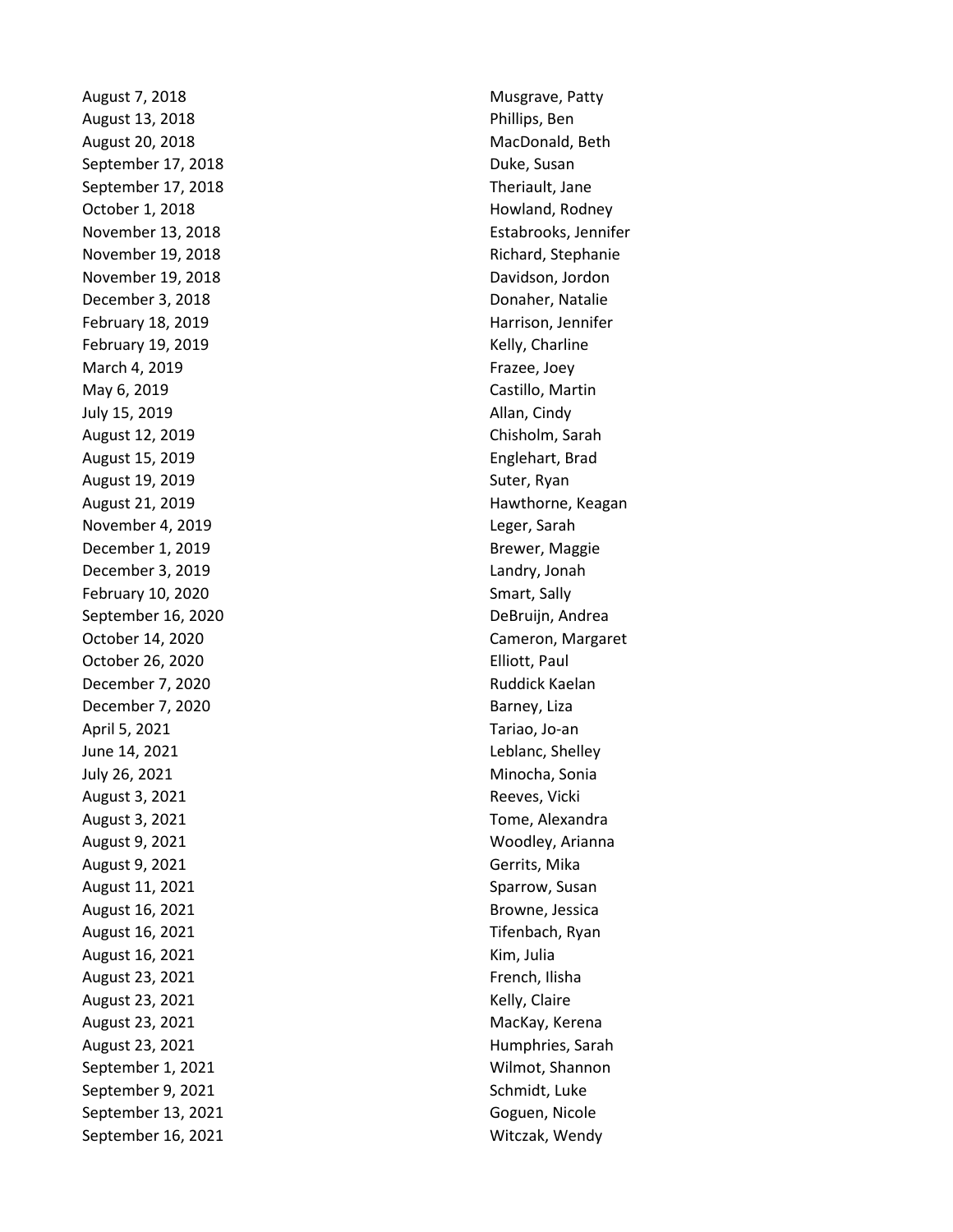| | |
|---|---|
| August 7, 2018 | Musgrave, Patty |
| August 13, 2018 | Phillips, Ben |
| August 20, 2018 | MacDonald, Beth |
| September 17, 2018 | Duke, Susan |
| September 17, 2018 | Theriault, Jane |
| October 1, 2018 | Howland, Rodney |
| November 13, 2018 | Estabrooks, Jennifer |
| November 19, 2018 | Richard, Stephanie |
| November 19, 2018 | Davidson, Jordon |
| December 3, 2018 | Donaher, Natalie |
| February 18, 2019 | Harrison, Jennifer |
| February 19, 2019 | Kelly, Charline |
| March 4, 2019 | Frazee, Joey |
| May 6, 2019 | Castillo, Martin |
| July 15, 2019 | Allan, Cindy |
| August 12, 2019 | Chisholm, Sarah |
| August 15, 2019 | Englehart, Brad |
| August 19, 2019 | Suter, Ryan |
| August 21, 2019 | Hawthorne, Keagan |
| November 4, 2019 | Leger, Sarah |
| December 1, 2019 | Brewer, Maggie |
| December 3, 2019 | Landry, Jonah |
| February 10, 2020 | Smart, Sally |
| September 16, 2020 | DeBruijn, Andrea |
| October 14, 2020 | Cameron, Margaret |
| October 26, 2020 | Elliott, Paul |
| December 7, 2020 | Ruddick Kaelan |
| December 7, 2020 | Barney, Liza |
| April 5, 2021 | Tariao, Jo-an |
| June 14, 2021 | Leblanc, Shelley |
| July 26, 2021 | Minocha, Sonia |
| August 3, 2021 | Reeves, Vicki |
| August 3, 2021 | Tome, Alexandra |
| August 9, 2021 | Woodley, Arianna |
| August 9, 2021 | Gerrits, Mika |
| August 11, 2021 | Sparrow, Susan |
| August 16, 2021 | Browne, Jessica |
| August 16, 2021 | Tifenbach, Ryan |
| August 16, 2021 | Kim, Julia |
| August 23, 2021 | French, Ilisha |
| August 23, 2021 | Kelly, Claire |
| August 23, 2021 | MacKay, Kerena |
| August 23, 2021 | Humphries, Sarah |
| September 1, 2021 | Wilmot, Shannon |
| September 9, 2021 | Schmidt, Luke |
| September 13, 2021 | Goguen, Nicole |
| September 16, 2021 | Witczak, Wendy |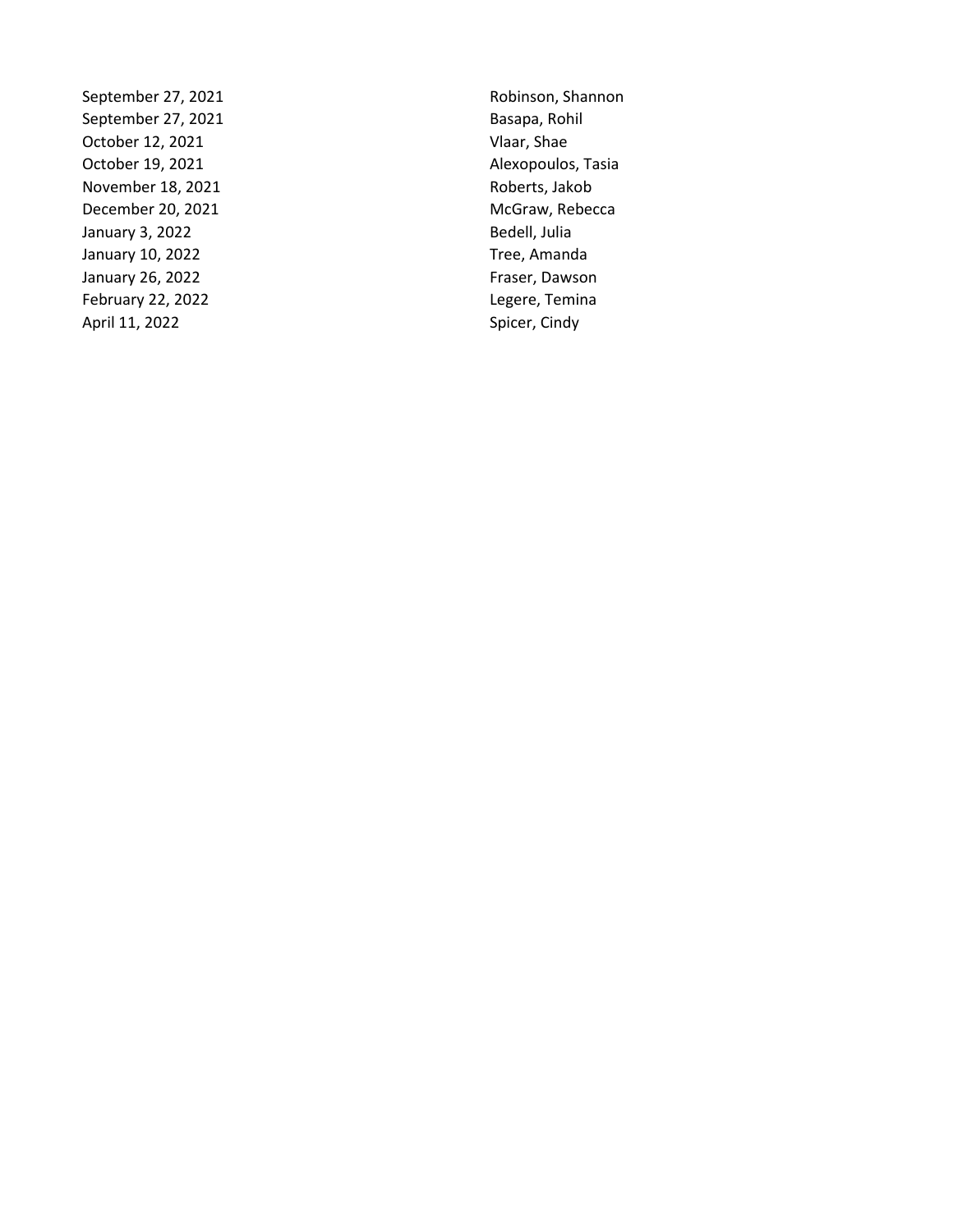| | |
|---|---|
| September 27, 2021 | Robinson, Shannon |
| September 27, 2021 | Basapa, Rohil |
| October 12, 2021 | Vlaar, Shae |
| October 19, 2021 | Alexopoulos, Tasia |
| November 18, 2021 | Roberts, Jakob |
| December 20, 2021 | McGraw, Rebecca |
| January 3, 2022 | Bedell, Julia |
| January 10, 2022 | Tree, Amanda |
| January 26, 2022 | Fraser, Dawson |
| February 22, 2022 | Legere, Temina |
| April 11, 2022 | Spicer, Cindy |